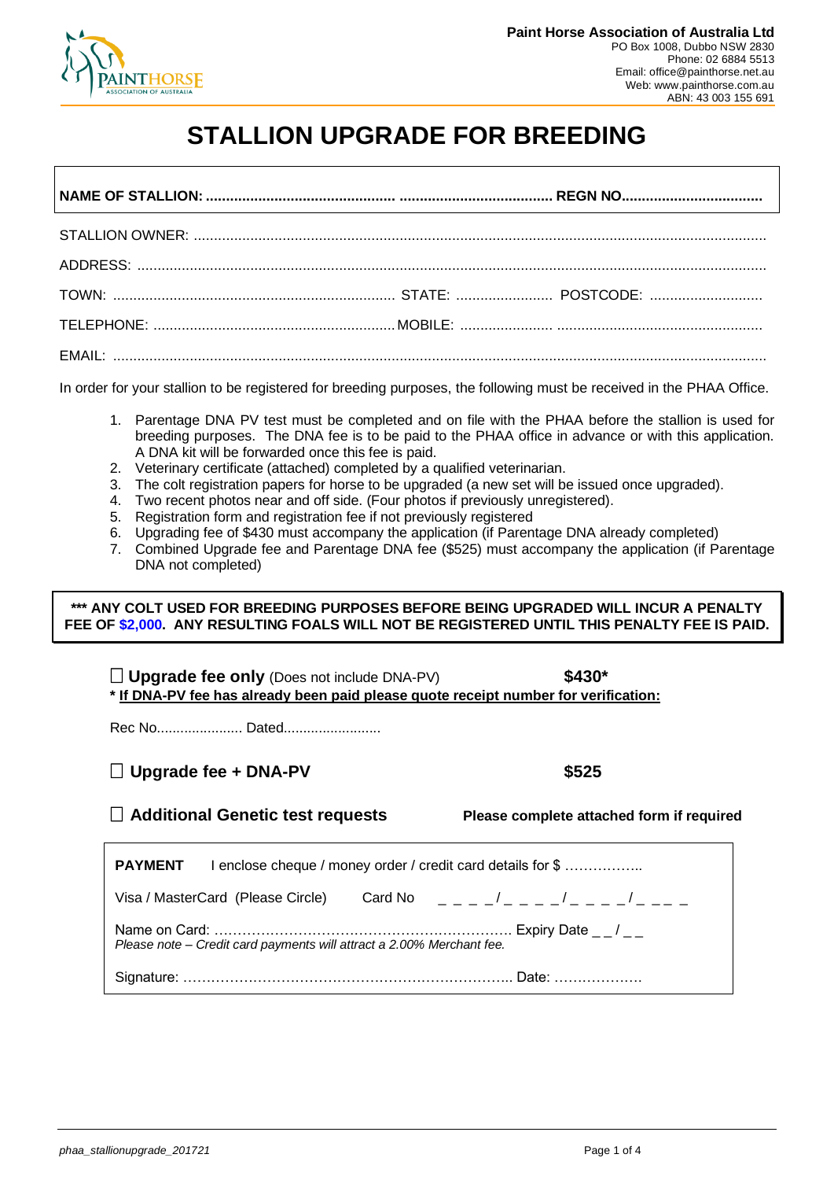**Paint Horse Association of Australia Ltd**
PO Box 1008, Dubbo NSW 2830
Phone: 02 6884 5513
Email: office@painthorse.net.au
Web: www.painthorse.com.au
ABN: 43 003 155 691

# STALLION UPGRADE FOR BREEDING

**NAME OF STALLION: ................................................ ...................................... REGN NO..................................**

STALLION OWNER: ...........................................................................................................................................

ADDRESS: .........................................................................................................................................................

TOWN: ...................................................................... STATE: ........................ POSTCODE: ............................

TELEPHONE: ............................................................ MOBILE: ....................... ..................................................

EMAIL: ...............................................................................................................................................................

In order for your stallion to be registered for breeding purposes, the following must be received in the PHAA Office.

1. Parentage DNA PV test must be completed and on file with the PHAA before the stallion is used for breeding purposes. The DNA fee is to be paid to the PHAA office in advance or with this application. A DNA kit will be forwarded once this fee is paid.
2. Veterinary certificate (attached) completed by a qualified veterinarian.
3. The colt registration papers for horse to be upgraded (a new set will be issued once upgraded).
4. Two recent photos near and off side. (Four photos if previously unregistered).
5. Registration form and registration fee if not previously registered
6. Upgrading fee of $430 must accompany the application (if Parentage DNA already completed)
7. Combined Upgrade fee and Parentage DNA fee ($525) must accompany the application (if Parentage DNA not completed)

**\*\*\* ANY COLT USED FOR BREEDING PURPOSES BEFORE BEING UPGRADED WILL INCUR A PENALTY FEE OF $2,000. ANY RESULTING FOALS WILL NOT BE REGISTERED UNTIL THIS PENALTY FEE IS PAID.**

☐ **Upgrade fee only** (Does not include DNA-PV) **$430\***

**\* <u>If DNA-PV fee has already been paid please quote receipt number for verification:</u>**

Rec No...................... Dated.........................

☐ **Upgrade fee + DNA-PV** **$525**

☐ **Additional Genetic test requests** **Please complete attached form if required**

**PAYMENT** I enclose cheque / money order / credit card details for $ ……………..

Visa / MasterCard (Please Circle) Card No _ _ _ _ / _ _ _ _ / _ _ _ _ / _ _ _ _

Name on Card: ………………………………………………………. Expiry Date _ _ / _ _
*Please note – Credit card payments will attract a 2.00% Merchant fee.*

Signature: ……………………………………………………………….. Date: ……………….

*phaa_stallionupgrade_201721*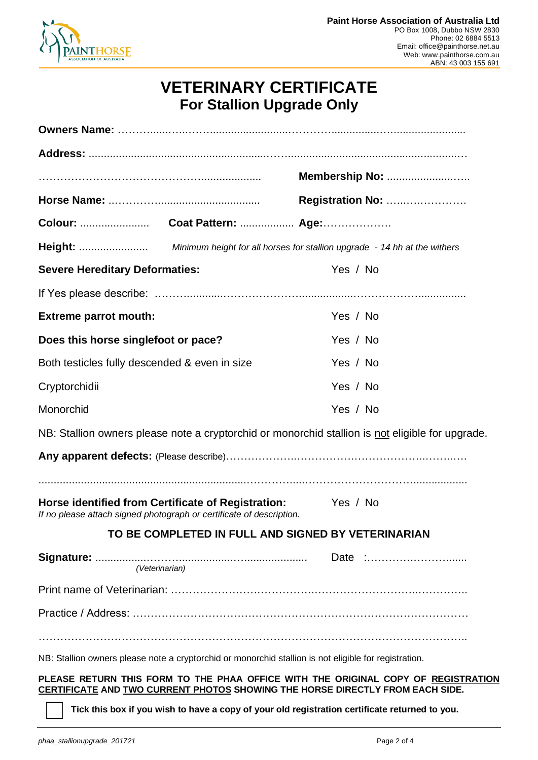**Paint Horse Association of Australia Ltd**
PO Box 1008, Dubbo NSW 2830
Phone: 02 6884 5513
Email: office@painthorse.net.au
Web: www.painthorse.com.au
ABN: 43 003 155 691

# VETERINARY CERTIFICATE
## For Stallion Upgrade Only

**Owners Name:** ……………………………………………………………………………………

**Address:** ……………………………………………………………………………………………

……………………………………………… **Membership No:** ………………………

**Horse Name:** ……………………………………… **Registration No:** ……………………

**Colour:** ………………… **Coat Pattern:** ……………… **Age:**………………

**Height:** ………………… *Minimum height for all horses for stallion upgrade - 14 hh at the withers*

**Severe Hereditary Deformaties:** Yes / No

If Yes please describe: ……………………………………………………………………………

**Extreme parrot mouth:** Yes / No

**Does this horse singlefoot or pace?** Yes / No

Both testicles fully descended & even in size Yes / No

Cryptorchidii Yes / No

Monorchid Yes / No

NB: Stallion owners please note a cryptorchid or monorchid stallion is <u>not</u> eligible for upgrade.

**Any apparent defects:** (Please describe)……………………………………………………………

……………………………………………………………………………………………………………

**Horse identified from Certificate of Registration:** Yes / No
*If no please attach signed photograph or certificate of description.*

**TO BE COMPLETED IN FULL AND SIGNED BY VETERINARIAN**

**Signature:** ……………………………………………… Date :…………………………
*(Veterinarian)*

Print name of Veterinarian: …………………………………………………………………………

Practice / Address: ……………………………………………………………………………………

……………………………………………………………………………………………………………

NB: Stallion owners please note a cryptorchid or monorchid stallion is not eligible for registration.

**PLEASE RETURN THIS FORM TO THE PHAA OFFICE WITH THE ORIGINAL COPY OF <u>REGISTRATION CERTIFICATE</u> AND <u>TWO CURRENT PHOTOS</u> SHOWING THE HORSE DIRECTLY FROM EACH SIDE.**

☐ **Tick this box if you wish to have a copy of your old registration certificate returned to you.**

*phaa_stallionupgrade_201721*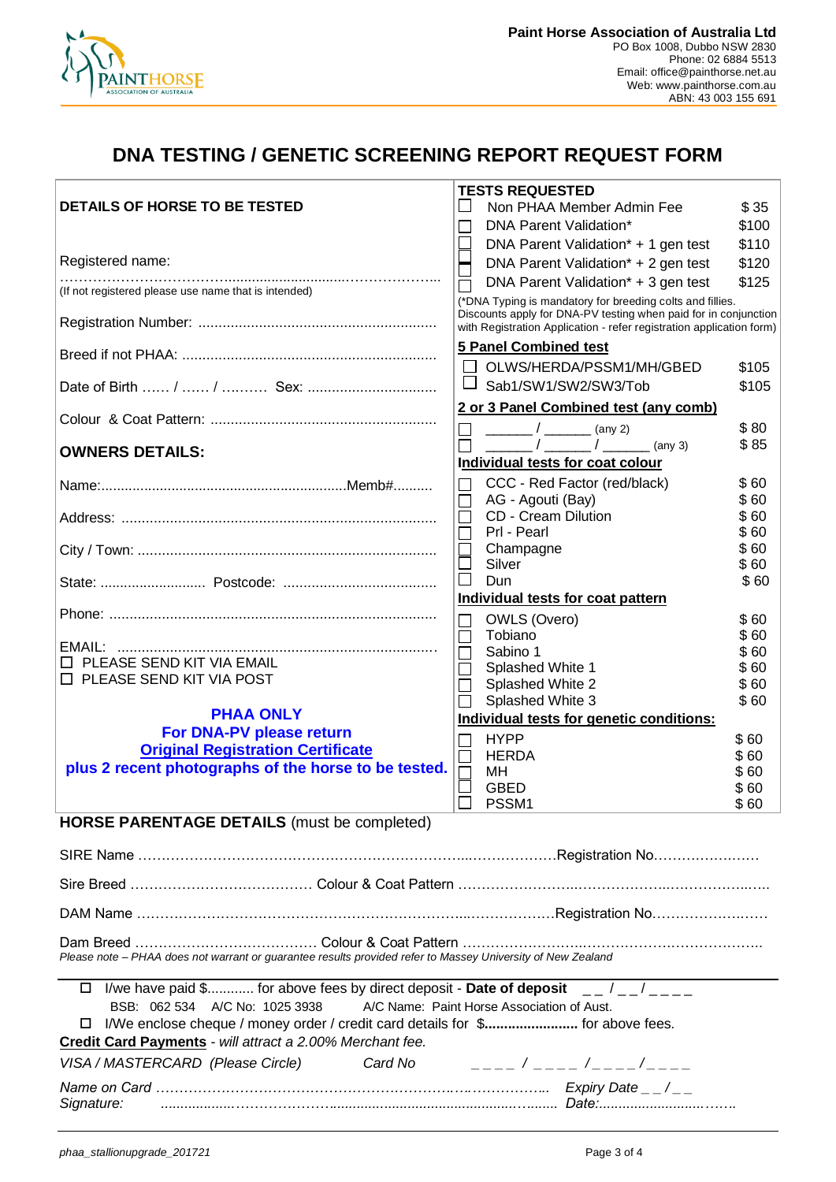**Paint Horse Association of Australia Ltd**
PO Box 1008, Dubbo NSW 2830
Phone: 02 6884 5513
Email: office@painthorse.net.au
Web: www.painthorse.com.au
ABN: 43 003 155 691

# DNA TESTING / GENETIC SCREENING REPORT REQUEST FORM

## DETAILS OF HORSE TO BE TESTED

Registered name: ……………………………………………………………

(If not registered please use name that is intended)

Registration Number: ……………………………………………………

Breed if not PHAA: ……………………………………………………

Date of Birth …… / …… / ………. Sex: ……………………………

Colour & Coat Pattern: …………………………………………………

## OWNERS DETAILS:

Name:……………………………………………………………Memb#……….

Address: …………………………………………………………………

City / Town: ………………………………………………………………

State: ……………………… Postcode: ……………………………

Phone: ……………………………………………………………………

EMAIL: ……………………………………………………………………

☐ PLEASE SEND KIT VIA EMAIL
☐ PLEASE SEND KIT VIA POST

**PHAA ONLY**
**For DNA-PV please return**
**Original Registration Certificate**
**plus 2 recent photographs of the horse to be tested.**

## TESTS REQUESTED

| | Test | Fee |
|---|---|---|
| ☐ | Non PHAA Member Admin Fee | $ 35 |
| ☐ | DNA Parent Validation* | $100 |
| ☐ | DNA Parent Validation* + 1 gen test | $110 |
| ☐ | DNA Parent Validation* + 2 gen test | $120 |
| ☐ | DNA Parent Validation* + 3 gen test | $125 |

(*DNA Typing is mandatory for breeding colts and fillies. Discounts apply for DNA-PV testing when paid for in conjunction with Registration Application - refer registration application form)

**5 Panel Combined test**

| | Test | Fee |
|---|---|---|
| ☐ | OLWS/HERDA/PSSM1/MH/GBED | $105 |
| ☐ | Sab1/SW1/SW2/SW3/Tob | $105 |

**2 or 3 Panel Combined test (any comb)**

| | Test | Fee |
|---|---|---|
| ☐ | ______ / ______ (any 2) | $ 80 |
| ☐ | ______ / ______ / ______ (any 3) | $ 85 |

**Individual tests for coat colour**

| | Test | Fee |
|---|---|---|
| ☐ | CCC - Red Factor (red/black) | $ 60 |
| ☐ | AG - Agouti (Bay) | $ 60 |
| ☐ | CD - Cream Dilution | $ 60 |
| ☐ | Prl - Pearl | $ 60 |
| ☐ | Champagne | $ 60 |
| ☐ | Silver | $ 60 |
| ☐ | Dun | $ 60 |

**Individual tests for coat pattern**

| | Test | Fee |
|---|---|---|
| ☐ | OWLS (Overo) | $ 60 |
| ☐ | Tobiano | $ 60 |
| ☐ | Sabino 1 | $ 60 |
| ☐ | Splashed White 1 | $ 60 |
| ☐ | Splashed White 2 | $ 60 |
| ☐ | Splashed White 3 | $ 60 |

**Individual tests for genetic conditions:**

| | Test | Fee |
|---|---|---|
| ☐ | HYPP | $ 60 |
| ☐ | HERDA | $ 60 |
| ☐ | MH | $ 60 |
| ☐ | GBED | $ 60 |
| ☐ | PSSM1 | $ 60 |

## HORSE PARENTAGE DETAILS (must be completed)

SIRE Name ……………………………………………………………………………Registration No…………………

Sire Breed ………………………………… Colour & Coat Pattern ……………………………………………………

DAM Name ……………………………………………………………………………Registration No…………………

Dam Breed ………………………………… Colour & Coat Pattern ……………………………………………………

*Please note – PHAA does not warrant or guarantee results provided refer to Massey University of New Zealand*

☐ I/we have paid $........... for above fees by direct deposit - **Date of deposit** _ _ / _ _ / _ _ _ _
BSB: 062 534 A/C No: 1025 3938 A/C Name: Paint Horse Association of Aust.

☐ I/We enclose cheque / money order / credit card details for $**......................** for above fees.

**Credit Card Payments** - *will attract a 2.00% Merchant fee.*

*VISA / MASTERCARD (Please Circle)* *Card No* _ _ _ _ / _ _ _ _ / _ _ _ _ / _ _ _ _

*Name on Card* ……………………………………………………………………… *Expiry Date* _ _ / _ _

*Signature:* ……………………………………………………………………… *Date:*……………………………

phaa_stallionupgrade_201721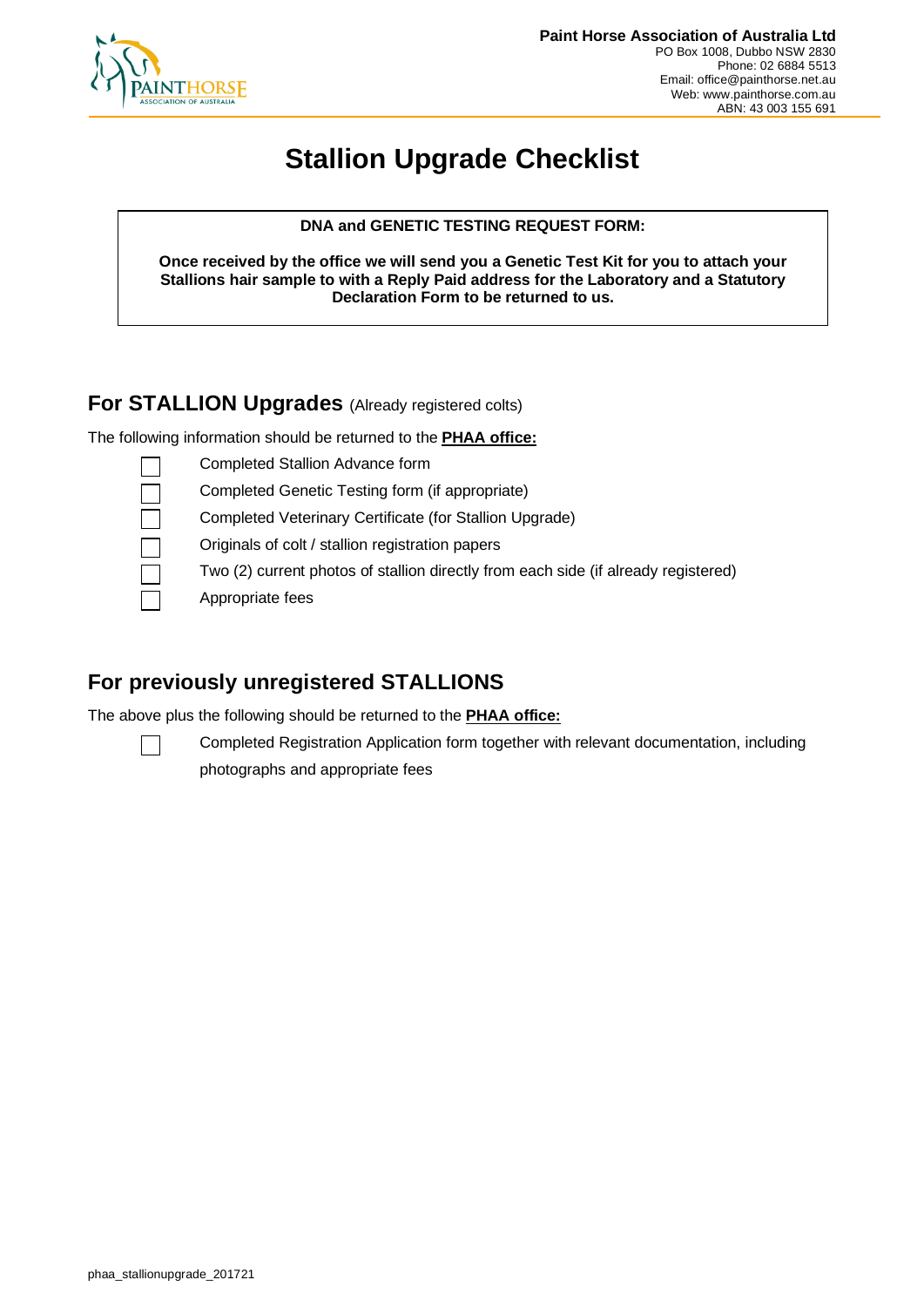**Paint Horse Association of Australia Ltd**
PO Box 1008, Dubbo NSW 2830
Phone: 02 6884 5513
Email: office@painthorse.net.au
Web: www.painthorse.com.au
ABN: 43 003 155 691

# Stallion Upgrade Checklist

**DNA and GENETIC TESTING REQUEST FORM:**

**Once received by the office we will send you a Genetic Test Kit for you to attach your Stallions hair sample to with a Reply Paid address for the Laboratory and a Statutory Declaration Form to be returned to us.**

## For STALLION Upgrades (Already registered colts)

The following information should be returned to the **PHAA office:**

- ☐ Completed Stallion Advance form
- ☐ Completed Genetic Testing form (if appropriate)
- ☐ Completed Veterinary Certificate (for Stallion Upgrade)
- ☐ Originals of colt / stallion registration papers
- ☐ Two (2) current photos of stallion directly from each side (if already registered)
- ☐ Appropriate fees

## For previously unregistered STALLIONS

The above plus the following should be returned to the **PHAA office:**

- ☐ Completed Registration Application form together with relevant documentation, including photographs and appropriate fees

phaa_stallionupgrade_201721